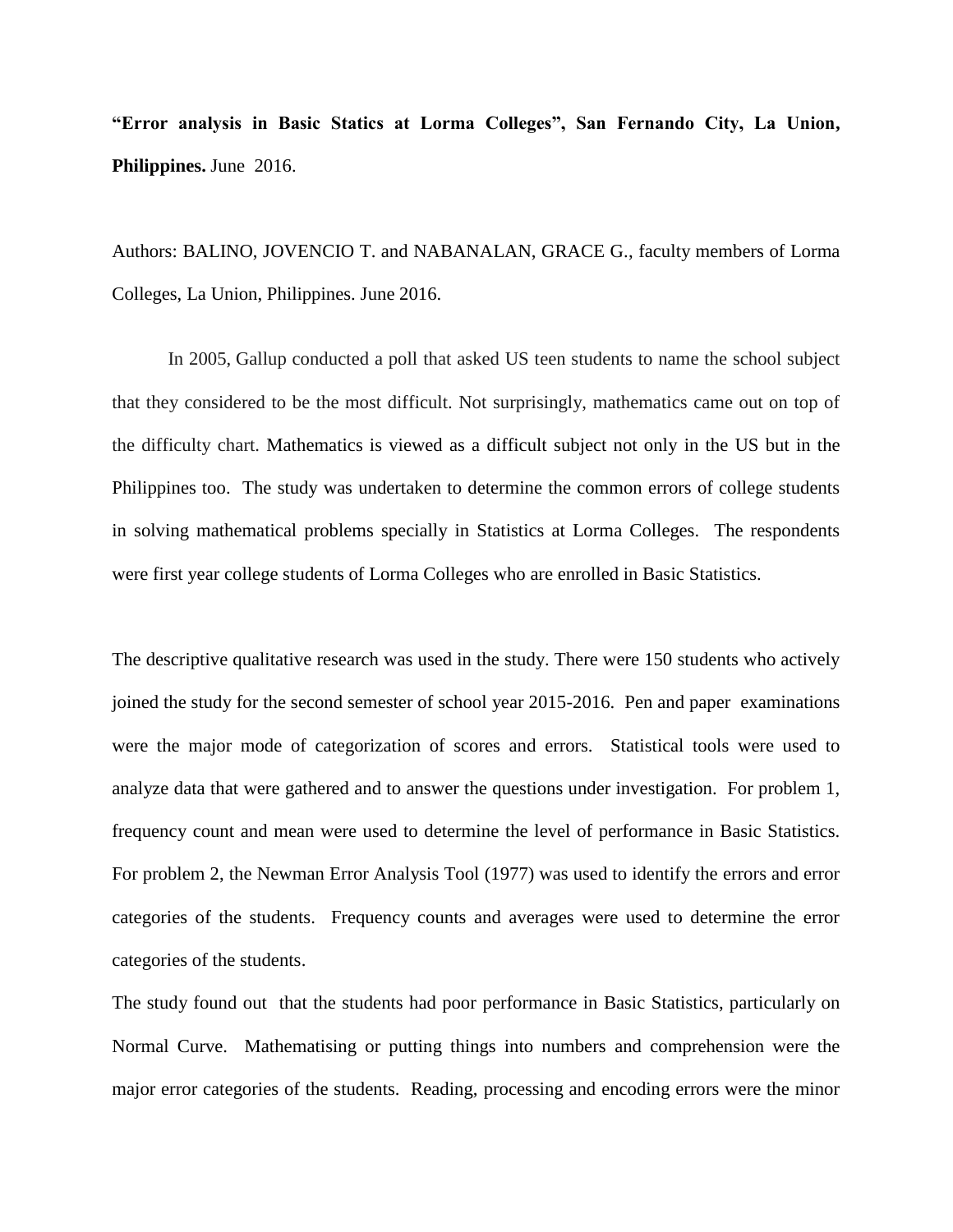**"Error analysis in Basic Statics at Lorma Colleges", San Fernando City, La Union, Philippines.** June 2016.

Authors: BALINO, JOVENCIO T. and NABANALAN, GRACE G., faculty members of Lorma Colleges, La Union, Philippines. June 2016.

In 2005, Gallup conducted a poll that asked US teen students to name the school subject that they considered to be the most difficult. Not surprisingly, mathematics came out on top of the difficulty chart. Mathematics is viewed as a difficult subject not only in the US but in the Philippines too. The study was undertaken to determine the common errors of college students in solving mathematical problems specially in Statistics at Lorma Colleges. The respondents were first year college students of Lorma Colleges who are enrolled in Basic Statistics.

The descriptive qualitative research was used in the study. There were 150 students who actively joined the study for the second semester of school year 2015-2016. Pen and paper examinations were the major mode of categorization of scores and errors. Statistical tools were used to analyze data that were gathered and to answer the questions under investigation. For problem 1, frequency count and mean were used to determine the level of performance in Basic Statistics. For problem 2, the Newman Error Analysis Tool (1977) was used to identify the errors and error categories of the students. Frequency counts and averages were used to determine the error categories of the students.

The study found out that the students had poor performance in Basic Statistics, particularly on Normal Curve. Mathematising or putting things into numbers and comprehension were the major error categories of the students. Reading, processing and encoding errors were the minor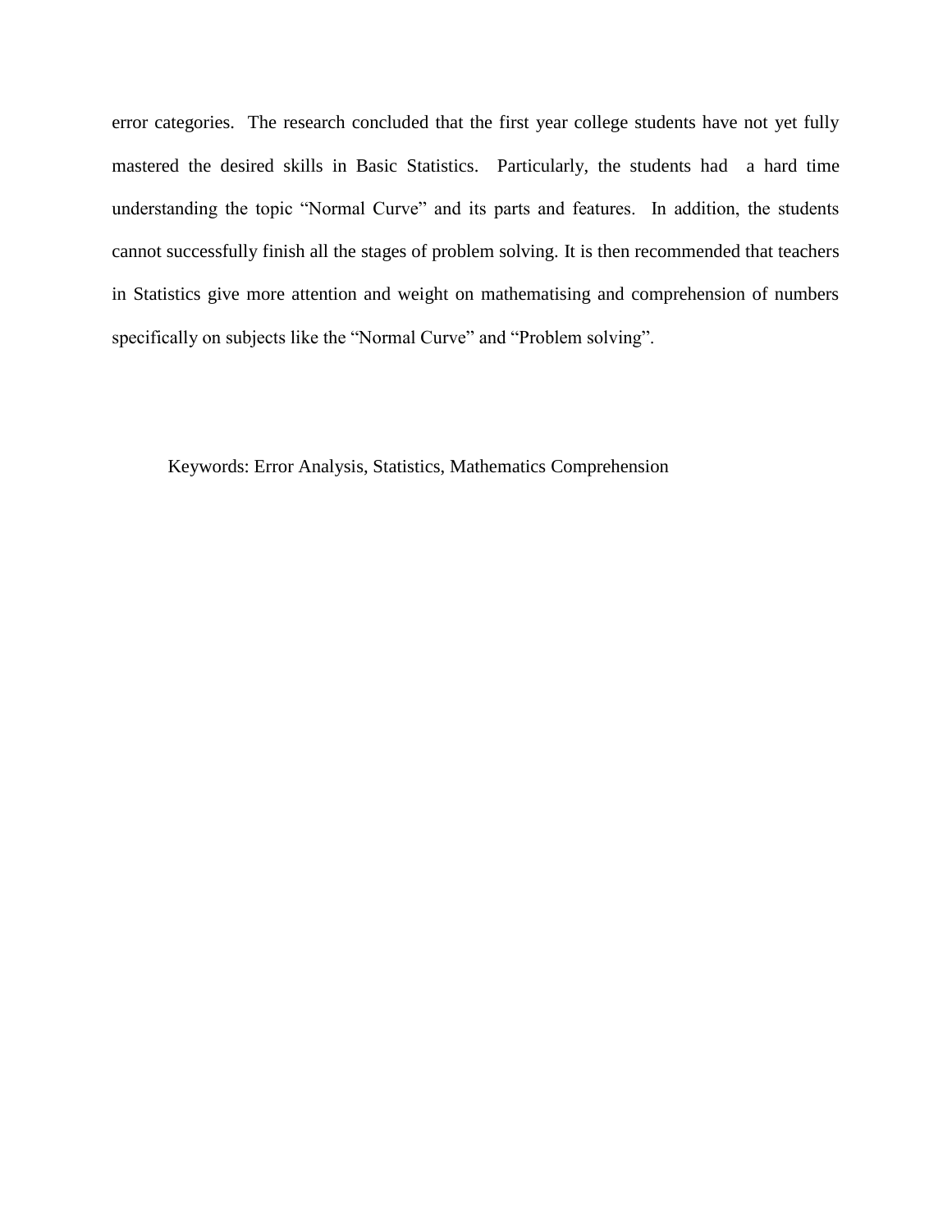error categories. The research concluded that the first year college students have not yet fully mastered the desired skills in Basic Statistics. Particularly, the students had a hard time understanding the topic “Normal Curve” and its parts and features. In addition, the students cannot successfully finish all the stages of problem solving. It is then recommended that teachers in Statistics give more attention and weight on mathematising and comprehension of numbers specifically on subjects like the “Normal Curve” and “Problem solving”.

Keywords: Error Analysis, Statistics, Mathematics Comprehension